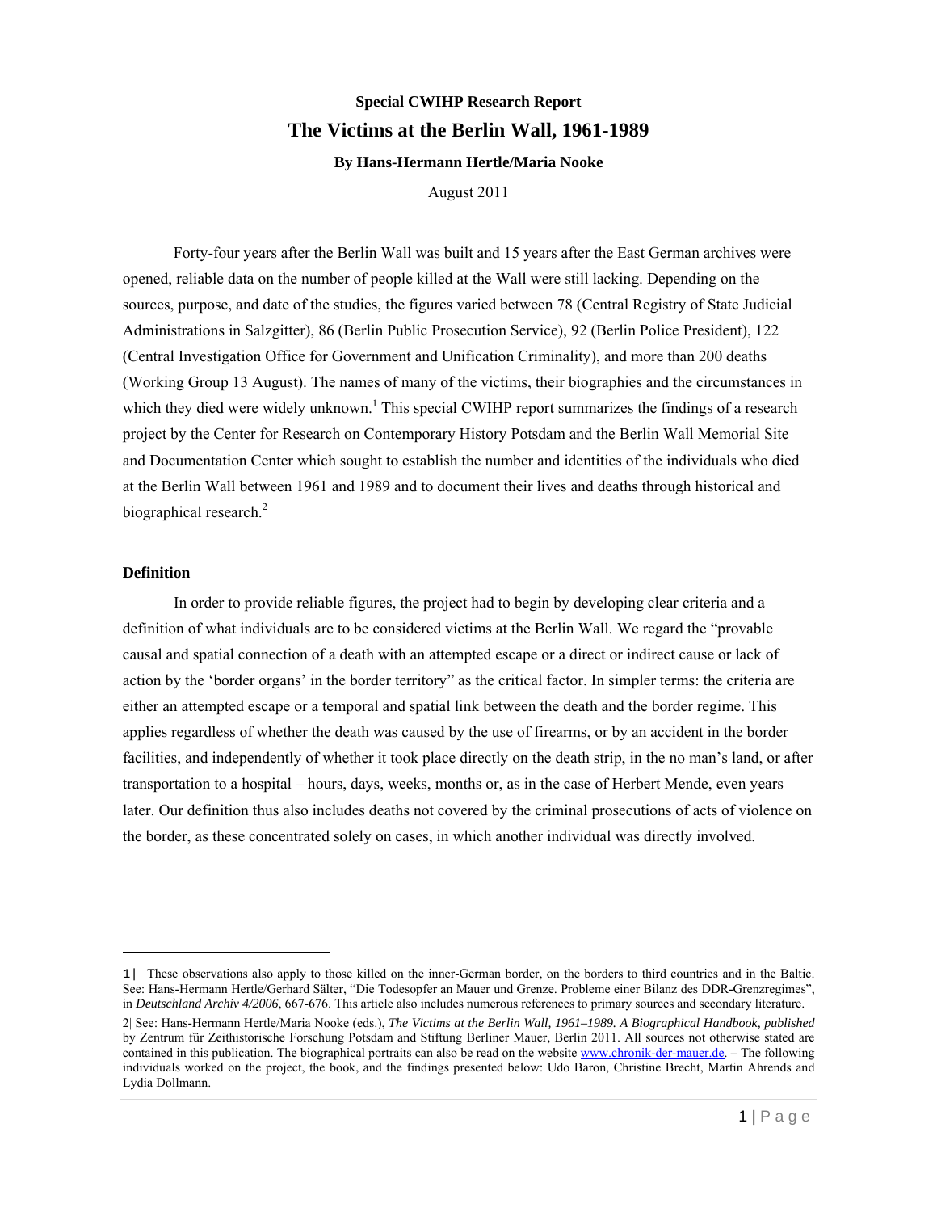**Special CWIHP Research Report**

# The Victims at the Berlin Wall, 1961-1989

**By Hans-Hermann Hertle/Maria Nooke**

August 2011

Forty-four years after the Berlin Wall was built and 15 years after the East German archives were opened, reliable data on the number of people killed at the Wall were still lacking. Depending on the sources, purpose, and date of the studies, the figures varied between 78 (Central Registry of State Judicial Administrations in Salzgitter), 86 (Berlin Public Prosecution Service), 92 (Berlin Police President), 122 (Central Investigation Office for Government and Unification Criminality), and more than 200 deaths (Working Group 13 August). The names of many of the victims, their biographies and the circumstances in which they died were widely unknown.[1] This special CWIHP report summarizes the findings of a research project by the Center for Research on Contemporary History Potsdam and the Berlin Wall Memorial Site and Documentation Center which sought to establish the number and identities of the individuals who died at the Berlin Wall between 1961 and 1989 and to document their lives and deaths through historical and biographical research.[2]

**Definition**

In order to provide reliable figures, the project had to begin by developing clear criteria and a definition of what individuals are to be considered victims at the Berlin Wall. We regard the "provable causal and spatial connection of a death with an attempted escape or a direct or indirect cause or lack of action by the 'border organs' in the border territory" as the critical factor. In simpler terms: the criteria are either an attempted escape or a temporal and spatial link between the death and the border regime. This applies regardless of whether the death was caused by the use of firearms, or by an accident in the border facilities, and independently of whether it took place directly on the death strip, in the no man's land, or after transportation to a hospital – hours, days, weeks, months or, as in the case of Herbert Mende, even years later. Our definition thus also includes deaths not covered by the criminal prosecutions of acts of violence on the border, as these concentrated solely on cases, in which another individual was directly involved.

---

1| These observations also apply to those killed on the inner-German border, on the borders to third countries and in the Baltic. See: Hans-Hermann Hertle/Gerhard Sälter, "Die Todesopfer an Mauer und Grenze. Probleme einer Bilanz des DDR-Grenzregimes", in *Deutschland Archiv 4/2006*, 667-676. This article also includes numerous references to primary sources and secondary literature.

2| See: Hans-Hermann Hertle/Maria Nooke (eds.), *The Victims at the Berlin Wall, 1961–1989. A Biographical Handbook, published* by Zentrum für Zeithistorische Forschung Potsdam and Stiftung Berliner Mauer, Berlin 2011. All sources not otherwise stated are contained in this publication. The biographical portraits can also be read on the website www.chronik-der-mauer.de. – The following individuals worked on the project, the book, and the findings presented below: Udo Baron, Christine Brecht, Martin Ahrends and Lydia Dollmann.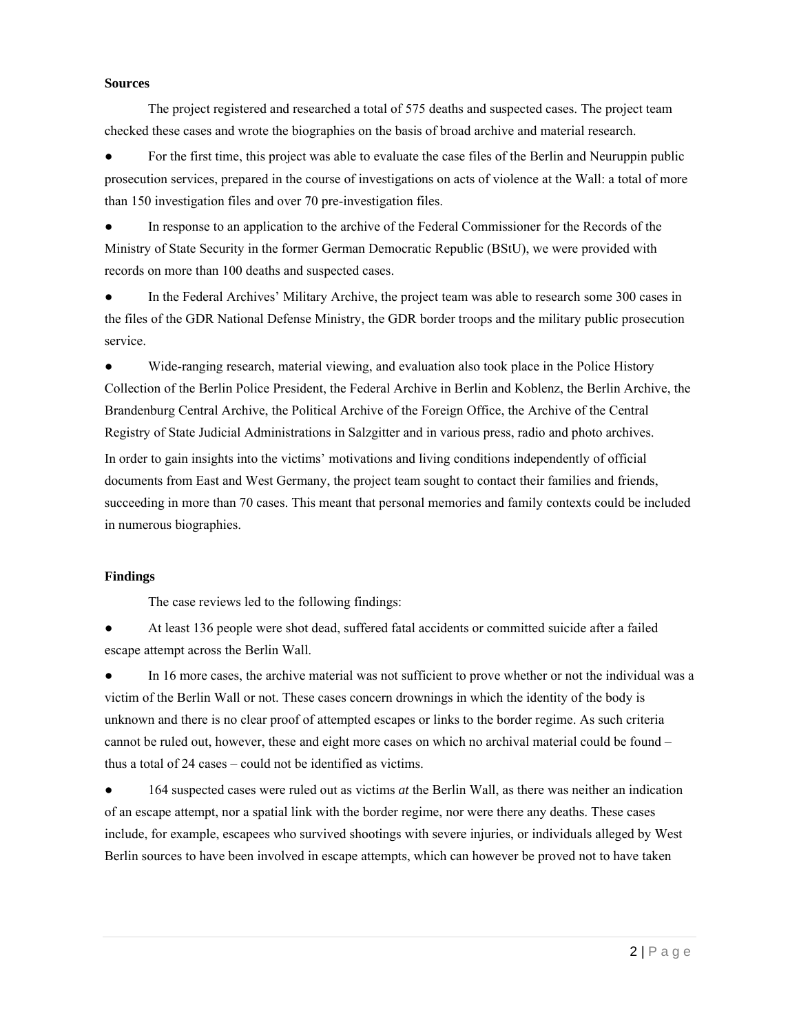**Sources**

The project registered and researched a total of 575 deaths and suspected cases. The project team checked these cases and wrote the biographies on the basis of broad archive and material research.

- For the first time, this project was able to evaluate the case files of the Berlin and Neuruppin public prosecution services, prepared in the course of investigations on acts of violence at the Wall: a total of more than 150 investigation files and over 70 pre-investigation files.
- In response to an application to the archive of the Federal Commissioner for the Records of the Ministry of State Security in the former German Democratic Republic (BStU), we were provided with records on more than 100 deaths and suspected cases.
- In the Federal Archives' Military Archive, the project team was able to research some 300 cases in the files of the GDR National Defense Ministry, the GDR border troops and the military public prosecution service.
- Wide-ranging research, material viewing, and evaluation also took place in the Police History Collection of the Berlin Police President, the Federal Archive in Berlin and Koblenz, the Berlin Archive, the Brandenburg Central Archive, the Political Archive of the Foreign Office, the Archive of the Central Registry of State Judicial Administrations in Salzgitter and in various press, radio and photo archives.

In order to gain insights into the victims' motivations and living conditions independently of official documents from East and West Germany, the project team sought to contact their families and friends, succeeding in more than 70 cases. This meant that personal memories and family contexts could be included in numerous biographies.

**Findings**

The case reviews led to the following findings:

- At least 136 people were shot dead, suffered fatal accidents or committed suicide after a failed escape attempt across the Berlin Wall.
- In 16 more cases, the archive material was not sufficient to prove whether or not the individual was a victim of the Berlin Wall or not. These cases concern drownings in which the identity of the body is unknown and there is no clear proof of attempted escapes or links to the border regime. As such criteria cannot be ruled out, however, these and eight more cases on which no archival material could be found – thus a total of 24 cases – could not be identified as victims.
- 164 suspected cases were ruled out as victims *at* the Berlin Wall, as there was neither an indication of an escape attempt, nor a spatial link with the border regime, nor were there any deaths. These cases include, for example, escapees who survived shootings with severe injuries, or individuals alleged by West Berlin sources to have been involved in escape attempts, which can however be proved not to have taken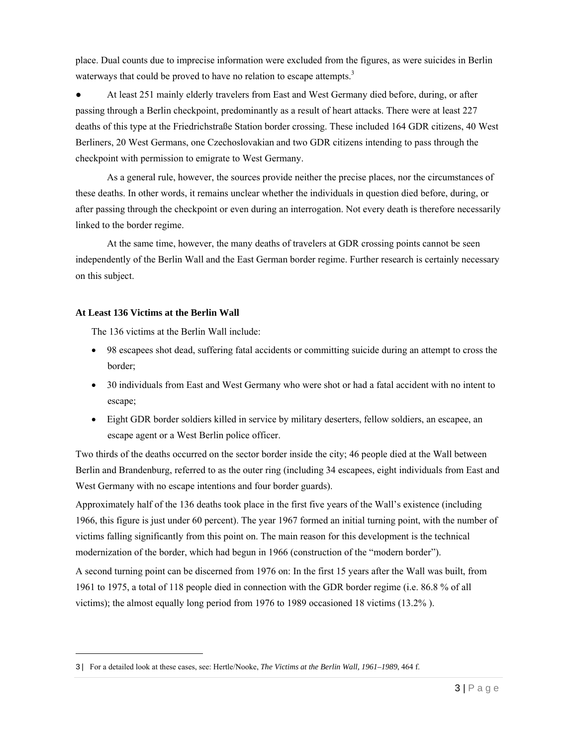place. Dual counts due to imprecise information were excluded from the figures, as were suicides in Berlin waterways that could be proved to have no relation to escape attempts.[3]

● At least 251 mainly elderly travelers from East and West Germany died before, during, or after passing through a Berlin checkpoint, predominantly as a result of heart attacks. There were at least 227 deaths of this type at the Friedrichstraße Station border crossing. These included 164 GDR citizens, 40 West Berliners, 20 West Germans, one Czechoslovakian and two GDR citizens intending to pass through the checkpoint with permission to emigrate to West Germany.

As a general rule, however, the sources provide neither the precise places, nor the circumstances of these deaths. In other words, it remains unclear whether the individuals in question died before, during, or after passing through the checkpoint or even during an interrogation. Not every death is therefore necessarily linked to the border regime.

At the same time, however, the many deaths of travelers at GDR crossing points cannot be seen independently of the Berlin Wall and the East German border regime. Further research is certainly necessary on this subject.

**At Least 136 Victims at the Berlin Wall**

The 136 victims at the Berlin Wall include:

- 98 escapees shot dead, suffering fatal accidents or committing suicide during an attempt to cross the border;
- 30 individuals from East and West Germany who were shot or had a fatal accident with no intent to escape;
- Eight GDR border soldiers killed in service by military deserters, fellow soldiers, an escapee, an escape agent or a West Berlin police officer.

Two thirds of the deaths occurred on the sector border inside the city; 46 people died at the Wall between Berlin and Brandenburg, referred to as the outer ring (including 34 escapees, eight individuals from East and West Germany with no escape intentions and four border guards).

Approximately half of the 136 deaths took place in the first five years of the Wall's existence (including 1966, this figure is just under 60 percent). The year 1967 formed an initial turning point, with the number of victims falling significantly from this point on. The main reason for this development is the technical modernization of the border, which had begun in 1966 (construction of the "modern border").

A second turning point can be discerned from 1976 on: In the first 15 years after the Wall was built, from 1961 to 1975, a total of 118 people died in connection with the GDR border regime (i.e. 86.8 % of all victims); the almost equally long period from 1976 to 1989 occasioned 18 victims (13.2% ).

---

[3] For a detailed look at these cases, see: Hertle/Nooke, *The Victims at the Berlin Wall, 1961–1989*, 464 f.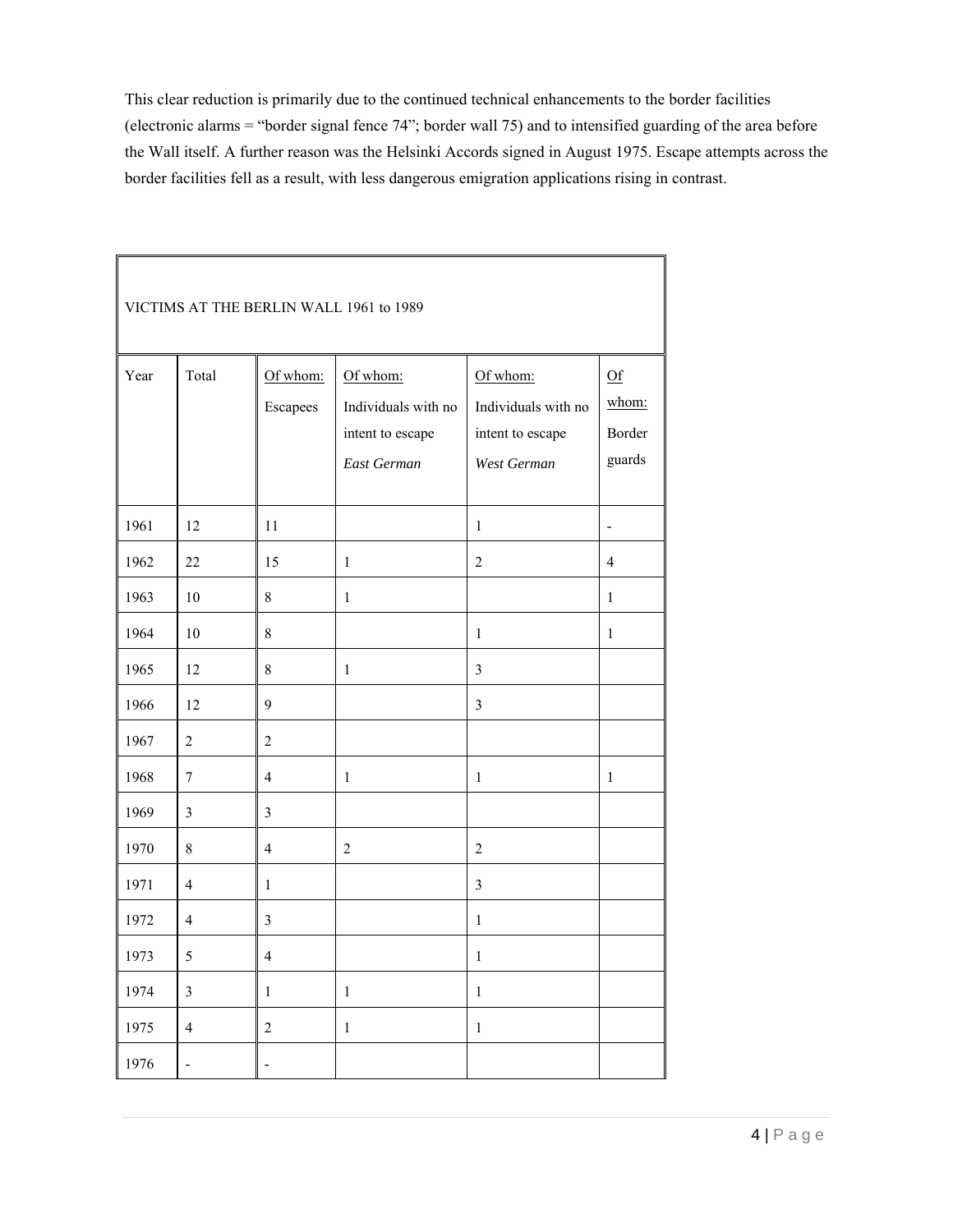This clear reduction is primarily due to the continued technical enhancements to the border facilities (electronic alarms = "border signal fence 74"; border wall 75) and to intensified guarding of the area before the Wall itself. A further reason was the Helsinki Accords signed in August 1975. Escape attempts across the border facilities fell as a result, with less dangerous emigration applications rising in contrast.

| VICTIMS AT THE BERLIN WALL 1961 to 1989 | | | | | |
|---|---|---|---|---|---|
| Year | Total | Of whom: Escapees | Of whom: Individuals with no intent to escape *East German* | Of whom: Individuals with no intent to escape *West German* | Of whom: Border guards |
| 1961 | 12 | 11 | | 1 | - |
| 1962 | 22 | 15 | 1 | 2 | 4 |
| 1963 | 10 | 8 | 1 | | 1 |
| 1964 | 10 | 8 | | 1 | 1 |
| 1965 | 12 | 8 | 1 | 3 | |
| 1966 | 12 | 9 | | 3 | |
| 1967 | 2 | 2 | | | |
| 1968 | 7 | 4 | 1 | 1 | 1 |
| 1969 | 3 | 3 | | | |
| 1970 | 8 | 4 | 2 | 2 | |
| 1971 | 4 | 1 | | 3 | |
| 1972 | 4 | 3 | | 1 | |
| 1973 | 5 | 4 | | 1 | |
| 1974 | 3 | 1 | 1 | 1 | |
| 1975 | 4 | 2 | 1 | 1 | |
| 1976 | - | - | | | |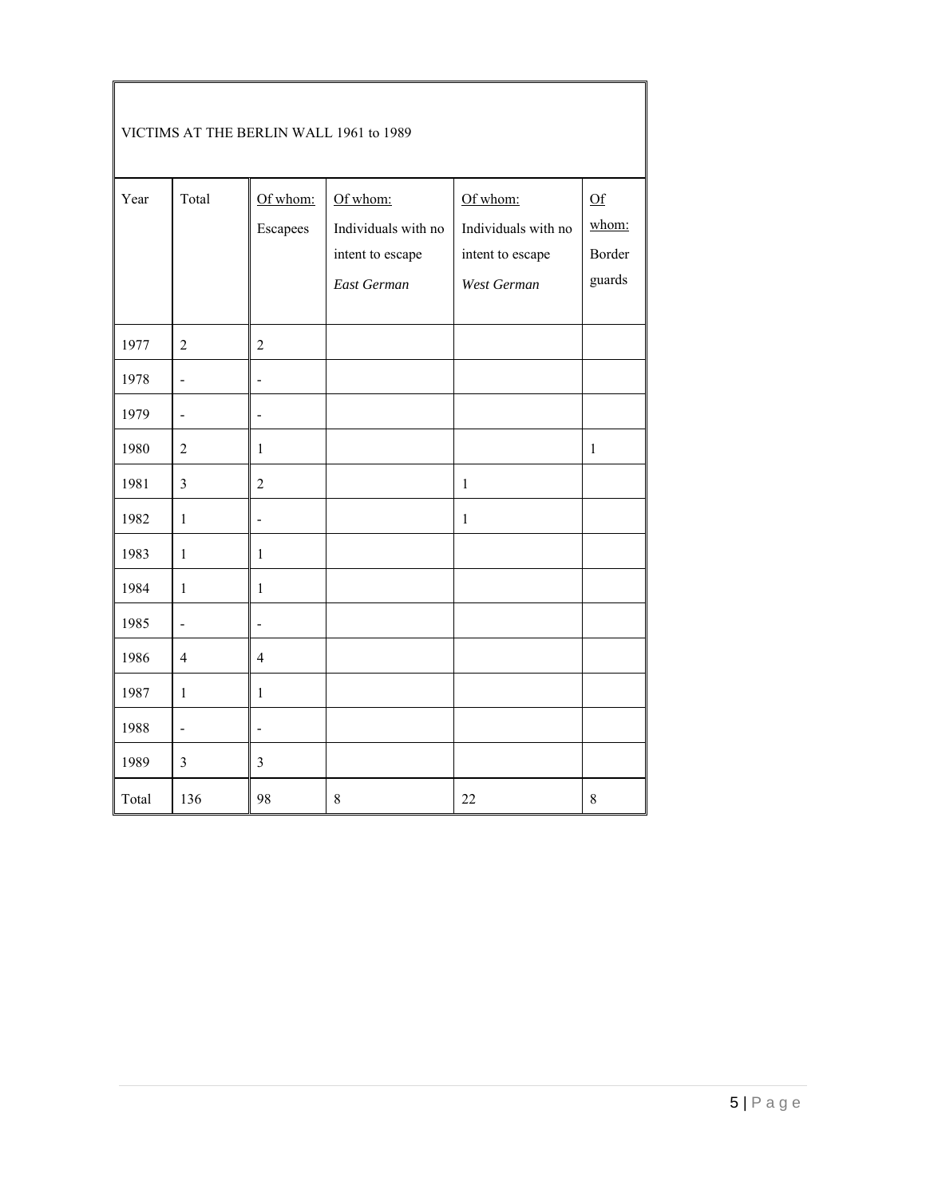| VICTIMS AT THE BERLIN WALL 1961 to 1989 | | | | | |
|---|---|---|---|---|---|
| Year | Total | Of whom: Escapees | Of whom: Individuals with no intent to escape *East German* | Of whom: Individuals with no intent to escape *West German* | Of whom: Border guards |
| 1977 | 2 | 2 | | | |
| 1978 | - | - | | | |
| 1979 | - | - | | | |
| 1980 | 2 | 1 | | | 1 |
| 1981 | 3 | 2 | | 1 | |
| 1982 | 1 | - | | 1 | |
| 1983 | 1 | 1 | | | |
| 1984 | 1 | 1 | | | |
| 1985 | - | - | | | |
| 1986 | 4 | 4 | | | |
| 1987 | 1 | 1 | | | |
| 1988 | - | - | | | |
| 1989 | 3 | 3 | | | |
| Total | 136 | 98 | 8 | 22 | 8 |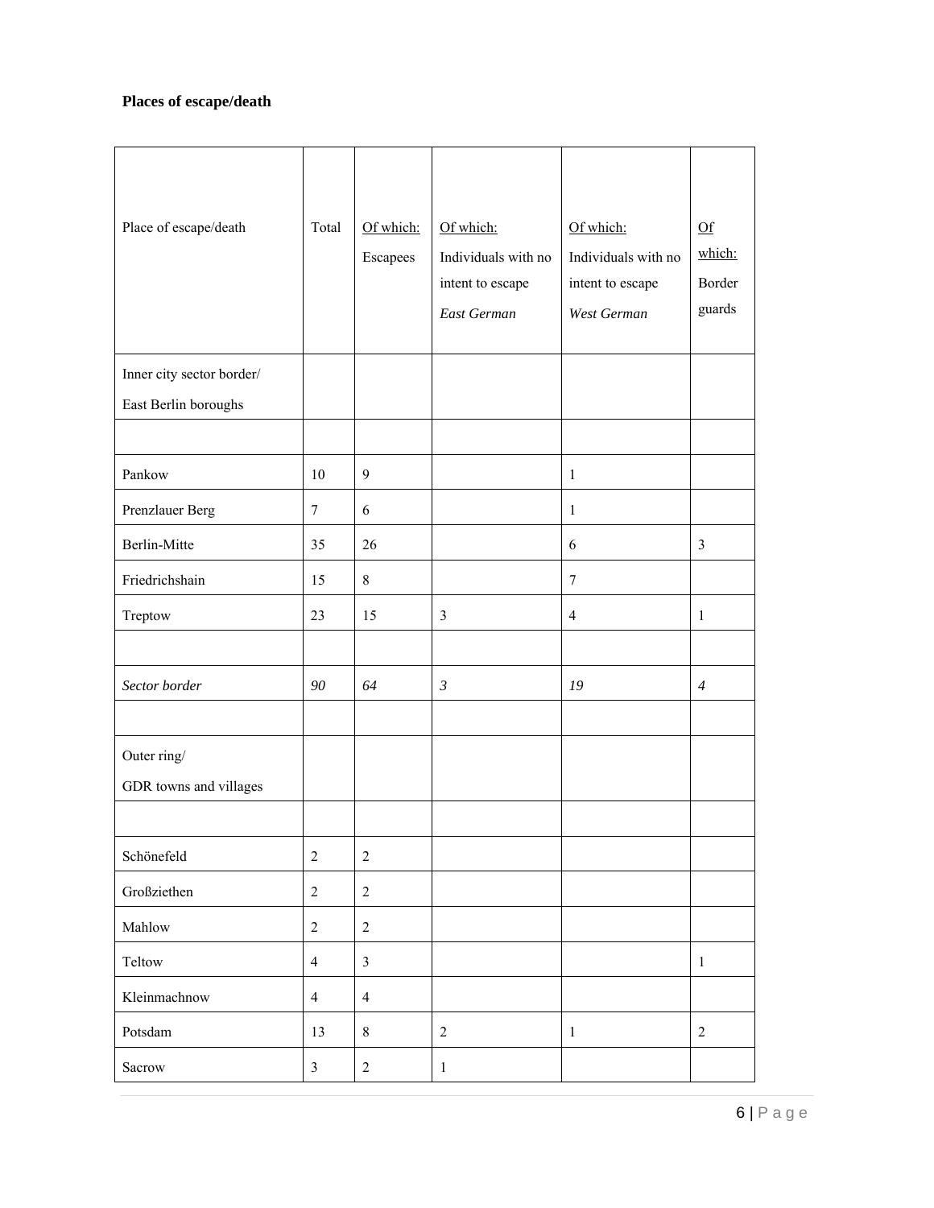**Places of escape/death**

| Place of escape/death | Total | Of which: Escapees | Of which: Individuals with no intent to escape *East German* | Of which: Individuals with no intent to escape *West German* | Of which: Border guards |
|---|---|---|---|---|---|
| Inner city sector border/ East Berlin boroughs | | | | | |
| | | | | | |
| Pankow | 10 | 9 | | 1 | |
| Prenzlauer Berg | 7 | 6 | | 1 | |
| Berlin-Mitte | 35 | 26 | | 6 | 3 |
| Friedrichshain | 15 | 8 | | 7 | |
| Treptow | 23 | 15 | 3 | 4 | 1 |
| | | | | | |
| *Sector border* | *90* | *64* | *3* | *19* | *4* |
| | | | | | |
| Outer ring/ GDR towns and villages | | | | | |
| | | | | | |
| Schönefeld | 2 | 2 | | | |
| Großziethen | 2 | 2 | | | |
| Mahlow | 2 | 2 | | | |
| Teltow | 4 | 3 | | | 1 |
| Kleinmachnow | 4 | 4 | | | |
| Potsdam | 13 | 8 | 2 | 1 | 2 |
| Sacrow | 3 | 2 | 1 | | |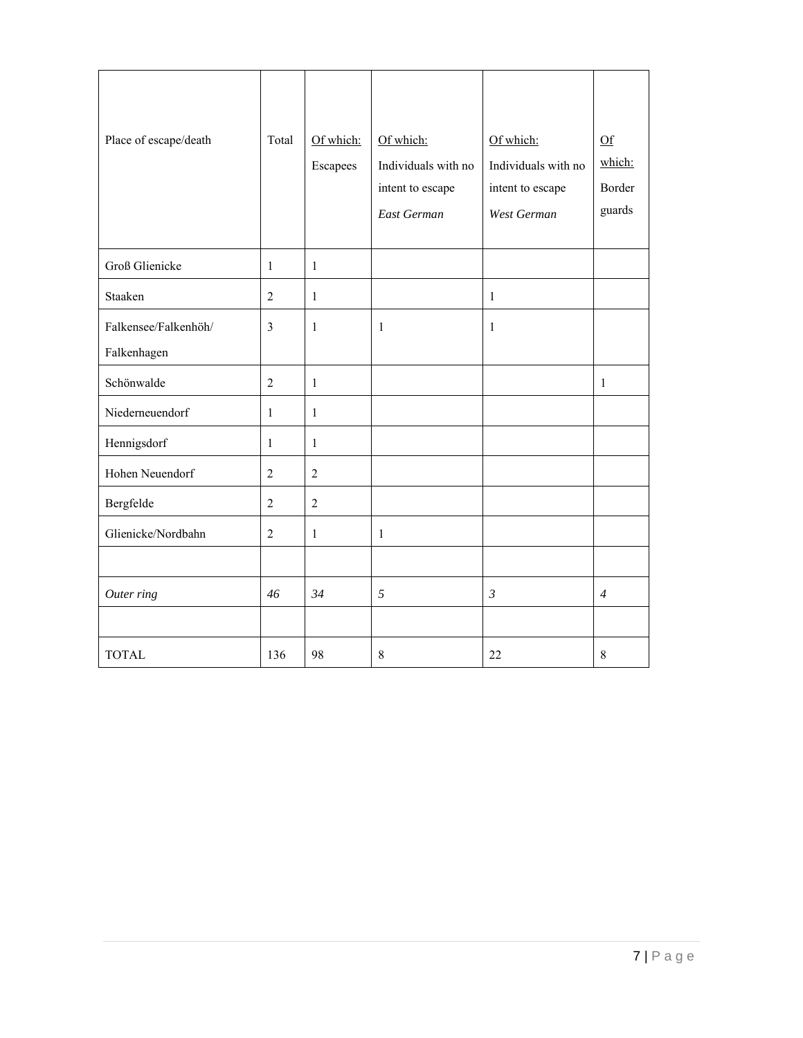| Place of escape/death | Total | Of which: Escapees | Of which: Individuals with no intent to escape *East German* | Of which: Individuals with no intent to escape *West German* | Of which: Border guards |
|---|---|---|---|---|---|
| Groß Glienicke | 1 | 1 | | | |
| Staaken | 2 | 1 | | 1 | |
| Falkensee/Falkenhöh/ Falkenhagen | 3 | 1 | 1 | 1 | |
| Schönwalde | 2 | 1 | | | 1 |
| Niederneuendorf | 1 | 1 | | | |
| Hennigsdorf | 1 | 1 | | | |
| Hohen Neuendorf | 2 | 2 | | | |
| Bergfelde | 2 | 2 | | | |
| Glienicke/Nordbahn | 2 | 1 | 1 | | |
| | | | | | |
| *Outer ring* | *46* | *34* | *5* | *3* | *4* |
| | | | | | |
| TOTAL | 136 | 98 | 8 | 22 | 8 |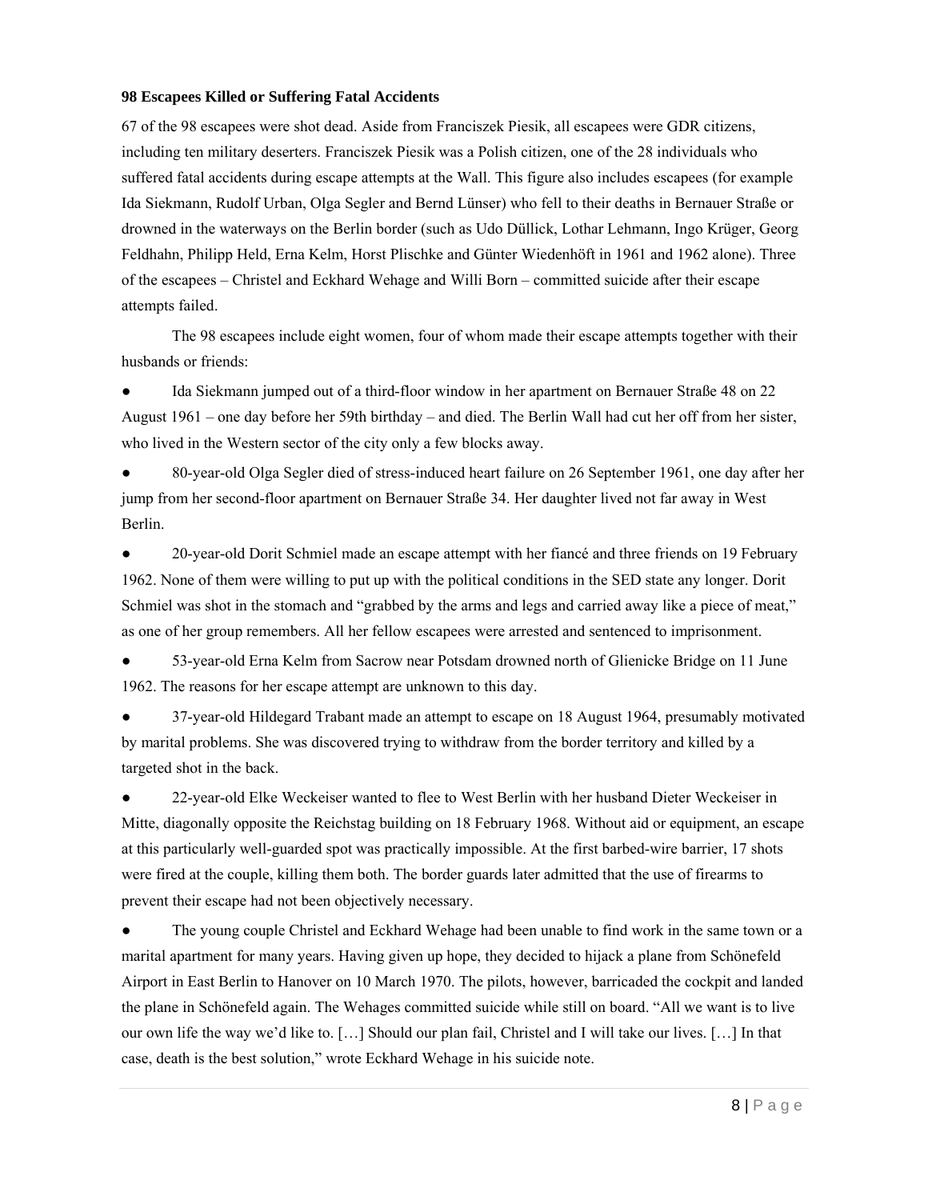**98 Escapees Killed or Suffering Fatal Accidents**

67 of the 98 escapees were shot dead. Aside from Franciszek Piesik, all escapees were GDR citizens, including ten military deserters. Franciszek Piesik was a Polish citizen, one of the 28 individuals who suffered fatal accidents during escape attempts at the Wall. This figure also includes escapees (for example Ida Siekmann, Rudolf Urban, Olga Segler and Bernd Lünser) who fell to their deaths in Bernauer Straße or drowned in the waterways on the Berlin border (such as Udo Düllick, Lothar Lehmann, Ingo Krüger, Georg Feldhahn, Philipp Held, Erna Kelm, Horst Plischke and Günter Wiedenhöft in 1961 and 1962 alone). Three of the escapees – Christel and Eckhard Wehage and Willi Born – committed suicide after their escape attempts failed.

The 98 escapees include eight women, four of whom made their escape attempts together with their husbands or friends:

- Ida Siekmann jumped out of a third-floor window in her apartment on Bernauer Straße 48 on 22 August 1961 – one day before her 59th birthday – and died. The Berlin Wall had cut her off from her sister, who lived in the Western sector of the city only a few blocks away.
- 80-year-old Olga Segler died of stress-induced heart failure on 26 September 1961, one day after her jump from her second-floor apartment on Bernauer Straße 34. Her daughter lived not far away in West Berlin.
- 20-year-old Dorit Schmiel made an escape attempt with her fiancé and three friends on 19 February 1962. None of them were willing to put up with the political conditions in the SED state any longer. Dorit Schmiel was shot in the stomach and "grabbed by the arms and legs and carried away like a piece of meat," as one of her group remembers. All her fellow escapees were arrested and sentenced to imprisonment.
- 53-year-old Erna Kelm from Sacrow near Potsdam drowned north of Glienicke Bridge on 11 June 1962. The reasons for her escape attempt are unknown to this day.
- 37-year-old Hildegard Trabant made an attempt to escape on 18 August 1964, presumably motivated by marital problems. She was discovered trying to withdraw from the border territory and killed by a targeted shot in the back.
- 22-year-old Elke Weckeiser wanted to flee to West Berlin with her husband Dieter Weckeiser in Mitte, diagonally opposite the Reichstag building on 18 February 1968. Without aid or equipment, an escape at this particularly well-guarded spot was practically impossible. At the first barbed-wire barrier, 17 shots were fired at the couple, killing them both. The border guards later admitted that the use of firearms to prevent their escape had not been objectively necessary.
- The young couple Christel and Eckhard Wehage had been unable to find work in the same town or a marital apartment for many years. Having given up hope, they decided to hijack a plane from Schönefeld Airport in East Berlin to Hanover on 10 March 1970. The pilots, however, barricaded the cockpit and landed the plane in Schönefeld again. The Wehages committed suicide while still on board. "All we want is to live our own life the way we'd like to. […] Should our plan fail, Christel and I will take our lives. […] In that case, death is the best solution," wrote Eckhard Wehage in his suicide note.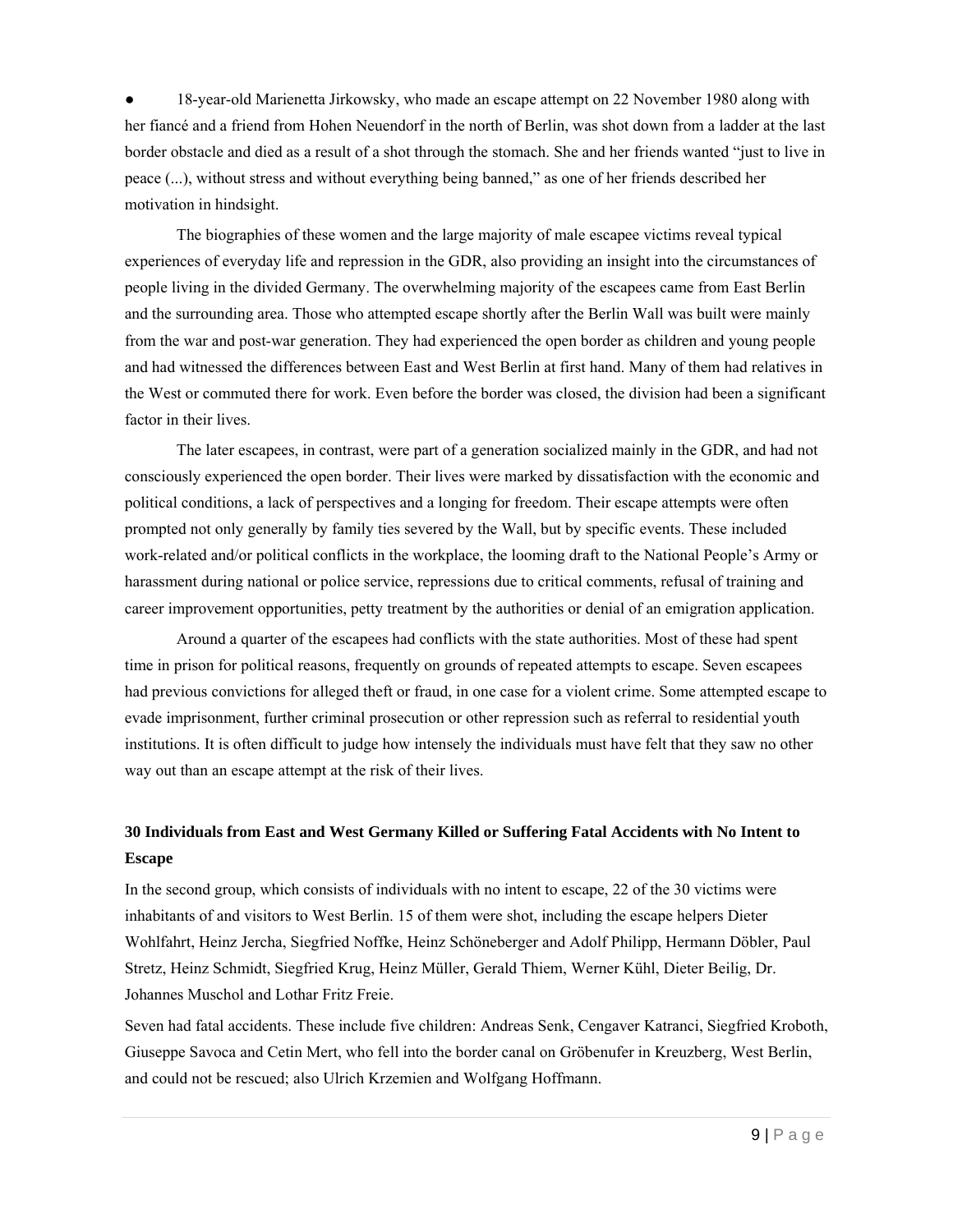- 18-year-old Marienetta Jirkowsky, who made an escape attempt on 22 November 1980 along with her fiancé and a friend from Hohen Neuendorf in the north of Berlin, was shot down from a ladder at the last border obstacle and died as a result of a shot through the stomach. She and her friends wanted "just to live in peace (...), without stress and without everything being banned," as one of her friends described her motivation in hindsight.

The biographies of these women and the large majority of male escapee victims reveal typical experiences of everyday life and repression in the GDR, also providing an insight into the circumstances of people living in the divided Germany. The overwhelming majority of the escapees came from East Berlin and the surrounding area. Those who attempted escape shortly after the Berlin Wall was built were mainly from the war and post-war generation. They had experienced the open border as children and young people and had witnessed the differences between East and West Berlin at first hand. Many of them had relatives in the West or commuted there for work. Even before the border was closed, the division had been a significant factor in their lives.

The later escapees, in contrast, were part of a generation socialized mainly in the GDR, and had not consciously experienced the open border. Their lives were marked by dissatisfaction with the economic and political conditions, a lack of perspectives and a longing for freedom. Their escape attempts were often prompted not only generally by family ties severed by the Wall, but by specific events. These included work-related and/or political conflicts in the workplace, the looming draft to the National People's Army or harassment during national or police service, repressions due to critical comments, refusal of training and career improvement opportunities, petty treatment by the authorities or denial of an emigration application.

Around a quarter of the escapees had conflicts with the state authorities. Most of these had spent time in prison for political reasons, frequently on grounds of repeated attempts to escape. Seven escapees had previous convictions for alleged theft or fraud, in one case for a violent crime. Some attempted escape to evade imprisonment, further criminal prosecution or other repression such as referral to residential youth institutions. It is often difficult to judge how intensely the individuals must have felt that they saw no other way out than an escape attempt at the risk of their lives.

**30 Individuals from East and West Germany Killed or Suffering Fatal Accidents with No Intent to Escape**

In the second group, which consists of individuals with no intent to escape, 22 of the 30 victims were inhabitants of and visitors to West Berlin. 15 of them were shot, including the escape helpers Dieter Wohlfahrt, Heinz Jercha, Siegfried Noffke, Heinz Schöneberger and Adolf Philipp, Hermann Döbler, Paul Stretz, Heinz Schmidt, Siegfried Krug, Heinz Müller, Gerald Thiem, Werner Kühl, Dieter Beilig, Dr. Johannes Muschol and Lothar Fritz Freie.

Seven had fatal accidents. These include five children: Andreas Senk, Cengaver Katranci, Siegfried Kroboth, Giuseppe Savoca and Cetin Mert, who fell into the border canal on Gröbenufer in Kreuzberg, West Berlin, and could not be rescued; also Ulrich Krzemien and Wolfgang Hoffmann.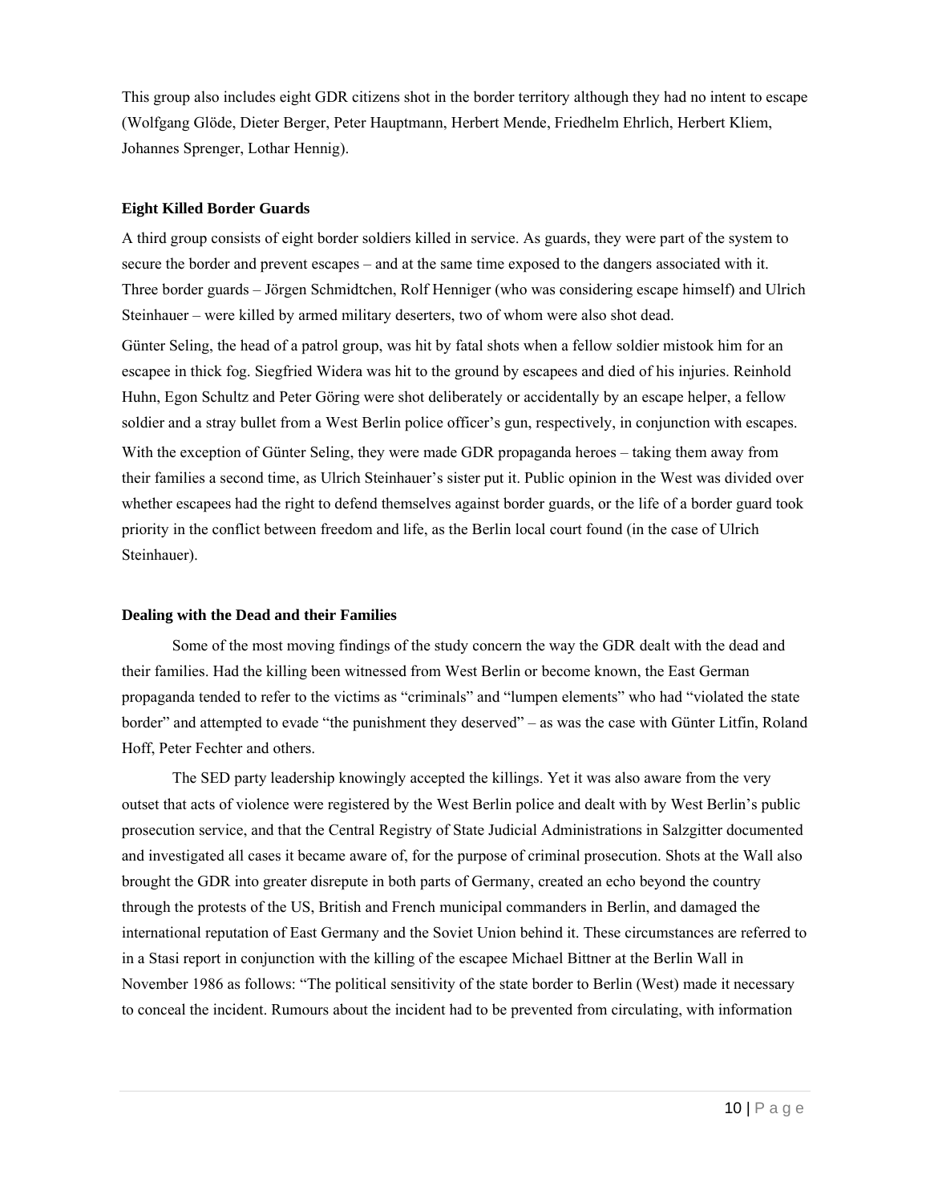This group also includes eight GDR citizens shot in the border territory although they had no intent to escape (Wolfgang Glöde, Dieter Berger, Peter Hauptmann, Herbert Mende, Friedhelm Ehrlich, Herbert Kliem, Johannes Sprenger, Lothar Hennig).

### Eight Killed Border Guards

A third group consists of eight border soldiers killed in service. As guards, they were part of the system to secure the border and prevent escapes – and at the same time exposed to the dangers associated with it. Three border guards – Jörgen Schmidtchen, Rolf Henniger (who was considering escape himself) and Ulrich Steinhauer – were killed by armed military deserters, two of whom were also shot dead.

Günter Seling, the head of a patrol group, was hit by fatal shots when a fellow soldier mistook him for an escapee in thick fog. Siegfried Widera was hit to the ground by escapees and died of his injuries. Reinhold Huhn, Egon Schultz and Peter Göring were shot deliberately or accidentally by an escape helper, a fellow soldier and a stray bullet from a West Berlin police officer's gun, respectively, in conjunction with escapes.

With the exception of Günter Seling, they were made GDR propaganda heroes – taking them away from their families a second time, as Ulrich Steinhauer's sister put it. Public opinion in the West was divided over whether escapees had the right to defend themselves against border guards, or the life of a border guard took priority in the conflict between freedom and life, as the Berlin local court found (in the case of Ulrich Steinhauer).

### Dealing with the Dead and their Families

Some of the most moving findings of the study concern the way the GDR dealt with the dead and their families. Had the killing been witnessed from West Berlin or become known, the East German propaganda tended to refer to the victims as "criminals" and "lumpen elements" who had "violated the state border" and attempted to evade "the punishment they deserved" – as was the case with Günter Litfin, Roland Hoff, Peter Fechter and others.

The SED party leadership knowingly accepted the killings. Yet it was also aware from the very outset that acts of violence were registered by the West Berlin police and dealt with by West Berlin's public prosecution service, and that the Central Registry of State Judicial Administrations in Salzgitter documented and investigated all cases it became aware of, for the purpose of criminal prosecution. Shots at the Wall also brought the GDR into greater disrepute in both parts of Germany, created an echo beyond the country through the protests of the US, British and French municipal commanders in Berlin, and damaged the international reputation of East Germany and the Soviet Union behind it. These circumstances are referred to in a Stasi report in conjunction with the killing of the escapee Michael Bittner at the Berlin Wall in November 1986 as follows: "The political sensitivity of the state border to Berlin (West) made it necessary to conceal the incident. Rumours about the incident had to be prevented from circulating, with information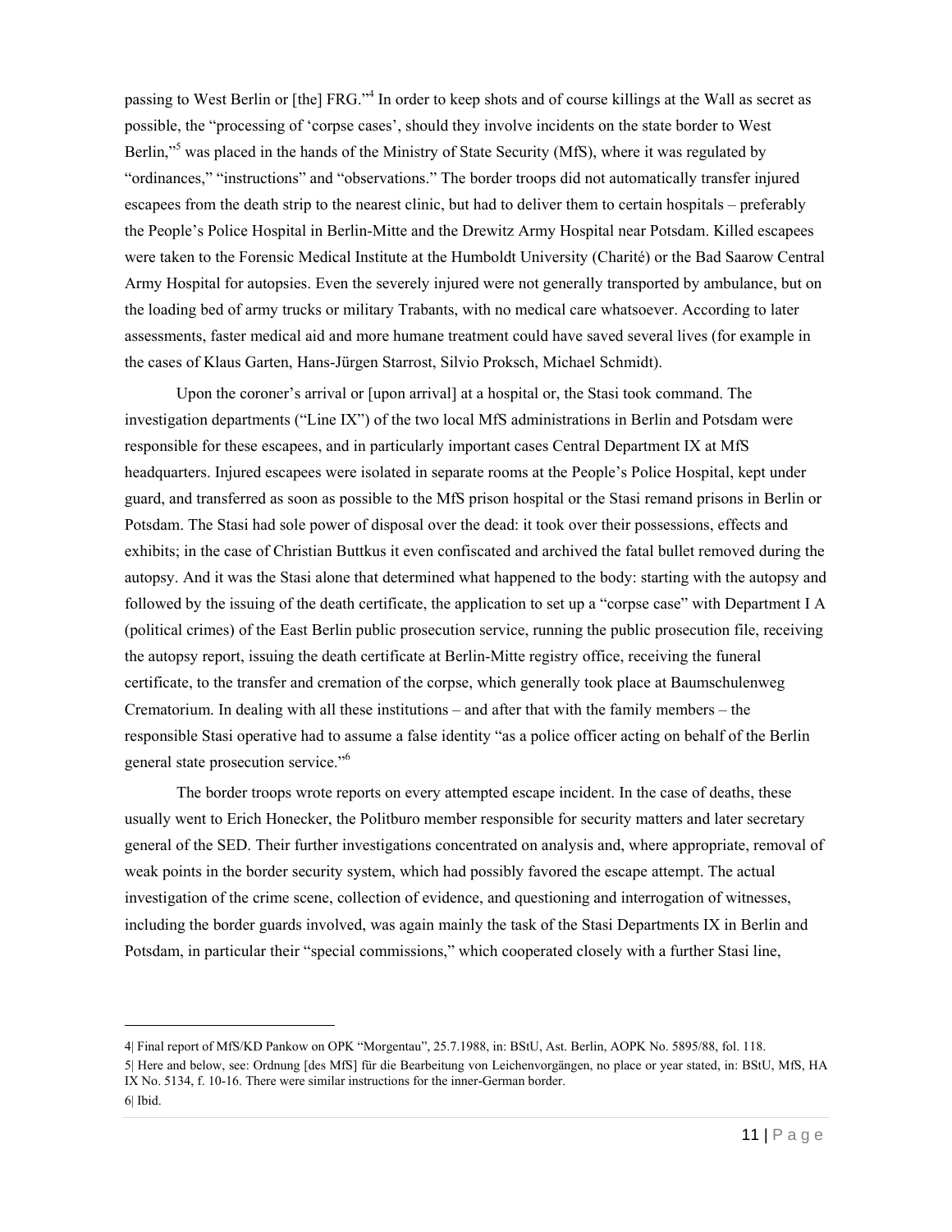passing to West Berlin or [the] FRG."[4] In order to keep shots and of course killings at the Wall as secret as possible, the "processing of 'corpse cases', should they involve incidents on the state border to West Berlin,"[5] was placed in the hands of the Ministry of State Security (MfS), where it was regulated by "ordinances," "instructions" and "observations." The border troops did not automatically transfer injured escapees from the death strip to the nearest clinic, but had to deliver them to certain hospitals – preferably the People's Police Hospital in Berlin-Mitte and the Drewitz Army Hospital near Potsdam. Killed escapees were taken to the Forensic Medical Institute at the Humboldt University (Charité) or the Bad Saarow Central Army Hospital for autopsies. Even the severely injured were not generally transported by ambulance, but on the loading bed of army trucks or military Trabants, with no medical care whatsoever. According to later assessments, faster medical aid and more humane treatment could have saved several lives (for example in the cases of Klaus Garten, Hans-Jürgen Starrost, Silvio Proksch, Michael Schmidt).

Upon the coroner's arrival or [upon arrival] at a hospital or, the Stasi took command. The investigation departments ("Line IX") of the two local MfS administrations in Berlin and Potsdam were responsible for these escapees, and in particularly important cases Central Department IX at MfS headquarters. Injured escapees were isolated in separate rooms at the People's Police Hospital, kept under guard, and transferred as soon as possible to the MfS prison hospital or the Stasi remand prisons in Berlin or Potsdam. The Stasi had sole power of disposal over the dead: it took over their possessions, effects and exhibits; in the case of Christian Buttkus it even confiscated and archived the fatal bullet removed during the autopsy. And it was the Stasi alone that determined what happened to the body: starting with the autopsy and followed by the issuing of the death certificate, the application to set up a "corpse case" with Department I A (political crimes) of the East Berlin public prosecution service, running the public prosecution file, receiving the autopsy report, issuing the death certificate at Berlin-Mitte registry office, receiving the funeral certificate, to the transfer and cremation of the corpse, which generally took place at Baumschulenweg Crematorium. In dealing with all these institutions – and after that with the family members – the responsible Stasi operative had to assume a false identity "as a police officer acting on behalf of the Berlin general state prosecution service."[6]

The border troops wrote reports on every attempted escape incident. In the case of deaths, these usually went to Erich Honecker, the Politburo member responsible for security matters and later secretary general of the SED. Their further investigations concentrated on analysis and, where appropriate, removal of weak points in the border security system, which had possibly favored the escape attempt. The actual investigation of the crime scene, collection of evidence, and questioning and interrogation of witnesses, including the border guards involved, was again mainly the task of the Stasi Departments IX in Berlin and Potsdam, in particular their "special commissions," which cooperated closely with a further Stasi line,

---

4| Final report of MfS/KD Pankow on OPK "Morgentau", 25.7.1988, in: BStU, Ast. Berlin, AOPK No. 5895/88, fol. 118.

5| Here and below, see: Ordnung [des MfS] für die Bearbeitung von Leichenvorgängen, no place or year stated, in: BStU, MfS, HA IX No. 5134, f. 10-16. There were similar instructions for the inner-German border.

6| Ibid.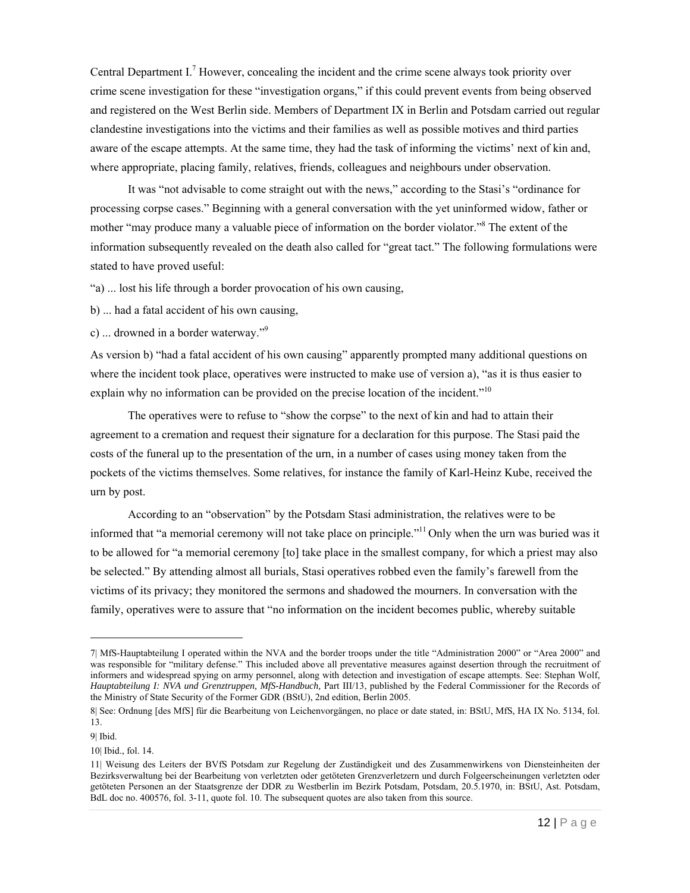Central Department I.[7] However, concealing the incident and the crime scene always took priority over crime scene investigation for these "investigation organs," if this could prevent events from being observed and registered on the West Berlin side. Members of Department IX in Berlin and Potsdam carried out regular clandestine investigations into the victims and their families as well as possible motives and third parties aware of the escape attempts. At the same time, they had the task of informing the victims' next of kin and, where appropriate, placing family, relatives, friends, colleagues and neighbours under observation.

It was "not advisable to come straight out with the news," according to the Stasi's "ordinance for processing corpse cases." Beginning with a general conversation with the yet uninformed widow, father or mother "may produce many a valuable piece of information on the border violator."[8] The extent of the information subsequently revealed on the death also called for "great tact." The following formulations were stated to have proved useful:

"a) ... lost his life through a border provocation of his own causing,

b) ... had a fatal accident of his own causing,

c) ... drowned in a border waterway."[9]

As version b) "had a fatal accident of his own causing" apparently prompted many additional questions on where the incident took place, operatives were instructed to make use of version a), "as it is thus easier to explain why no information can be provided on the precise location of the incident."[10]

The operatives were to refuse to "show the corpse" to the next of kin and had to attain their agreement to a cremation and request their signature for a declaration for this purpose. The Stasi paid the costs of the funeral up to the presentation of the urn, in a number of cases using money taken from the pockets of the victims themselves. Some relatives, for instance the family of Karl-Heinz Kube, received the urn by post.

According to an "observation" by the Potsdam Stasi administration, the relatives were to be informed that "a memorial ceremony will not take place on principle."[11] Only when the urn was buried was it to be allowed for "a memorial ceremony [to] take place in the smallest company, for which a priest may also be selected." By attending almost all burials, Stasi operatives robbed even the family's farewell from the victims of its privacy; they monitored the sermons and shadowed the mourners. In conversation with the family, operatives were to assure that "no information on the incident becomes public, whereby suitable

---

7| MfS-Hauptabteilung I operated within the NVA and the border troops under the title "Administration 2000" or "Area 2000" and was responsible for "military defense." This included above all preventative measures against desertion through the recruitment of informers and widespread spying on army personnel, along with detection and investigation of escape attempts. See: Stephan Wolf, *Hauptabteilung I: NVA und Grenztruppen, MfS-Handbuch,* Part III/13, published by the Federal Commissioner for the Records of the Ministry of State Security of the Former GDR (BStU), 2nd edition, Berlin 2005.

8| See: Ordnung [des MfS] für die Bearbeitung von Leichenvorgängen, no place or date stated, in: BStU, MfS, HA IX No. 5134, fol. 13.

9| Ibid.

10| Ibid., fol. 14.

11| Weisung des Leiters der BVfS Potsdam zur Regelung der Zuständigkeit und des Zusammenwirkens von Diensteinheiten der Bezirksverwaltung bei der Bearbeitung von verletzten oder getöteten Grenzverletzern und durch Folgeerscheinungen verletzten oder getöteten Personen an der Staatsgrenze der DDR zu Westberlin im Bezirk Potsdam, Potsdam, 20.5.1970, in: BStU, Ast. Potsdam, BdL doc no. 400576, fol. 3-11, quote fol. 10. The subsequent quotes are also taken from this source.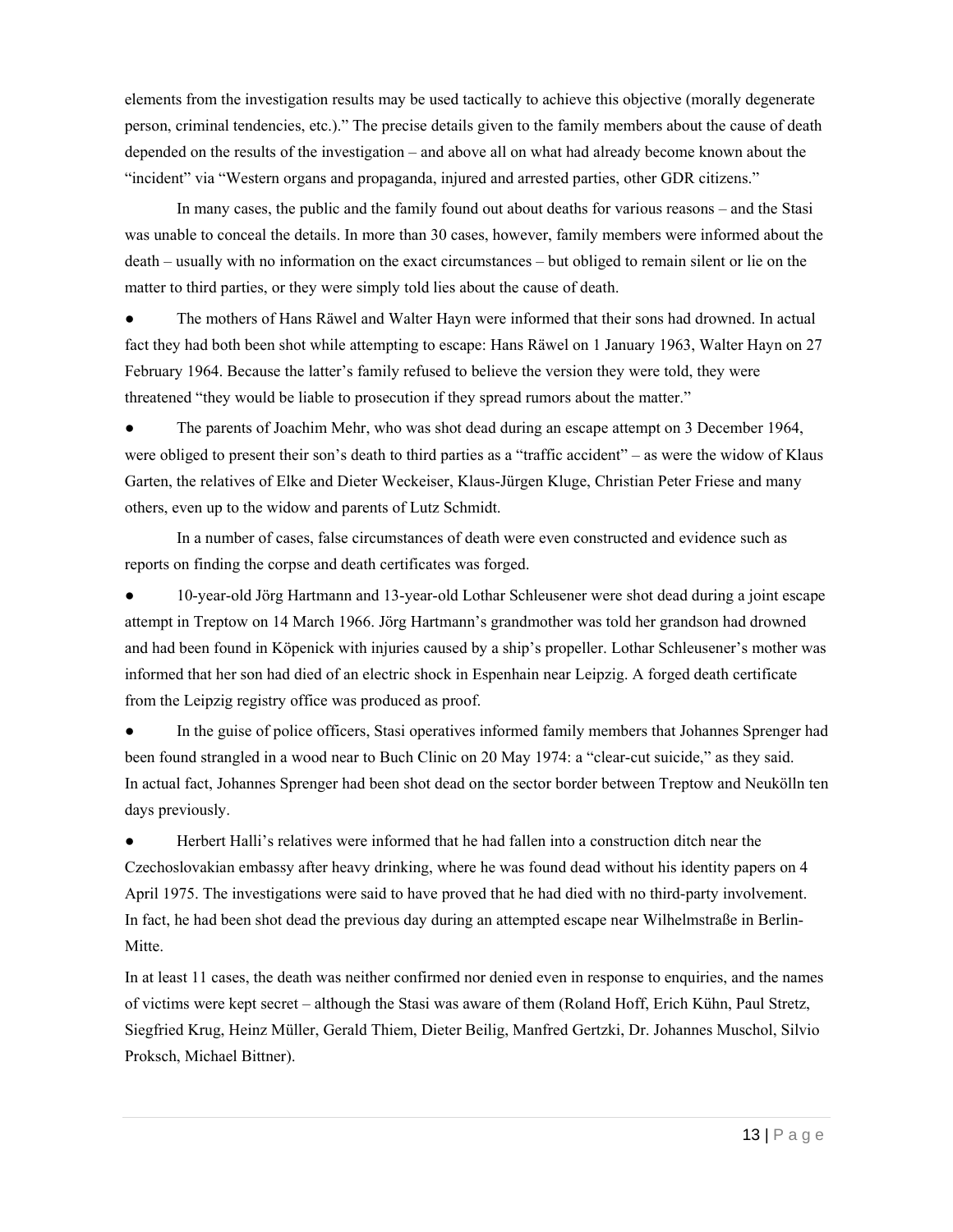elements from the investigation results may be used tactically to achieve this objective (morally degenerate person, criminal tendencies, etc.).” The precise details given to the family members about the cause of death depended on the results of the investigation – and above all on what had already become known about the “incident” via “Western organs and propaganda, injured and arrested parties, other GDR citizens.”

In many cases, the public and the family found out about deaths for various reasons – and the Stasi was unable to conceal the details. In more than 30 cases, however, family members were informed about the death – usually with no information on the exact circumstances – but obliged to remain silent or lie on the matter to third parties, or they were simply told lies about the cause of death.

- The mothers of Hans Räwel and Walter Hayn were informed that their sons had drowned. In actual fact they had both been shot while attempting to escape: Hans Räwel on 1 January 1963, Walter Hayn on 27 February 1964. Because the latter’s family refused to believe the version they were told, they were threatened “they would be liable to prosecution if they spread rumors about the matter.”
- The parents of Joachim Mehr, who was shot dead during an escape attempt on 3 December 1964, were obliged to present their son’s death to third parties as a “traffic accident” – as were the widow of Klaus Garten, the relatives of Elke and Dieter Weckeiser, Klaus-Jürgen Kluge, Christian Peter Friese and many others, even up to the widow and parents of Lutz Schmidt.

In a number of cases, false circumstances of death were even constructed and evidence such as reports on finding the corpse and death certificates was forged.

- 10-year-old Jörg Hartmann and 13-year-old Lothar Schleusener were shot dead during a joint escape attempt in Treptow on 14 March 1966. Jörg Hartmann’s grandmother was told her grandson had drowned and had been found in Köpenick with injuries caused by a ship’s propeller. Lothar Schleusener’s mother was informed that her son had died of an electric shock in Espenhain near Leipzig. A forged death certificate from the Leipzig registry office was produced as proof.
- In the guise of police officers, Stasi operatives informed family members that Johannes Sprenger had been found strangled in a wood near to Buch Clinic on 20 May 1974: a “clear-cut suicide,” as they said. In actual fact, Johannes Sprenger had been shot dead on the sector border between Treptow and Neukölln ten days previously.
- Herbert Halli’s relatives were informed that he had fallen into a construction ditch near the Czechoslovakian embassy after heavy drinking, where he was found dead without his identity papers on 4 April 1975. The investigations were said to have proved that he had died with no third-party involvement. In fact, he had been shot dead the previous day during an attempted escape near Wilhelmstraße in Berlin-Mitte.

In at least 11 cases, the death was neither confirmed nor denied even in response to enquiries, and the names of victims were kept secret – although the Stasi was aware of them (Roland Hoff, Erich Kühn, Paul Stretz, Siegfried Krug, Heinz Müller, Gerald Thiem, Dieter Beilig, Manfred Gertzki, Dr. Johannes Muschol, Silvio Proksch, Michael Bittner).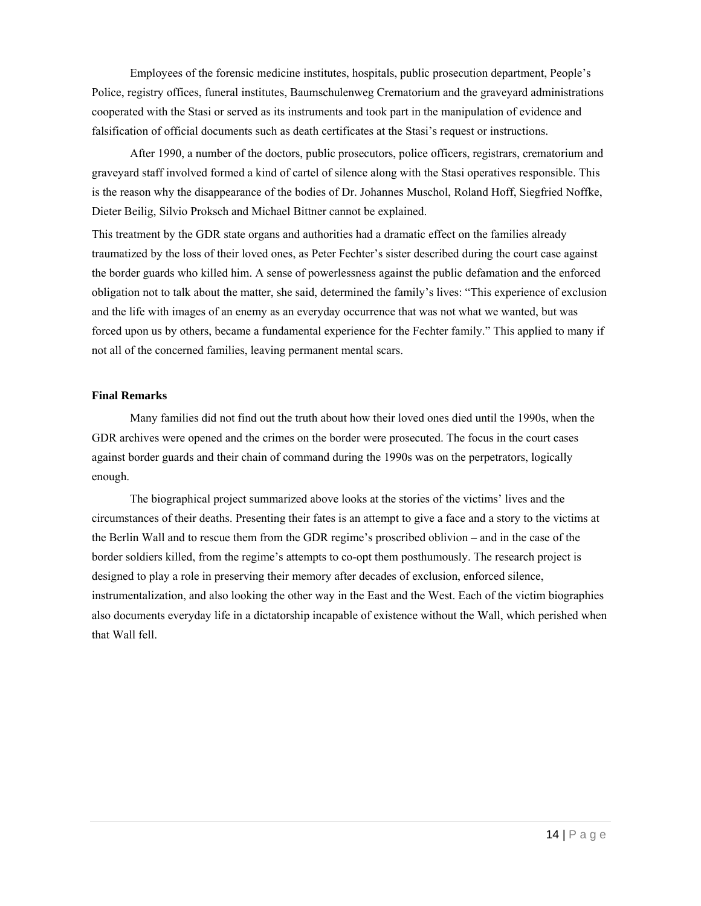Employees of the forensic medicine institutes, hospitals, public prosecution department, People's Police, registry offices, funeral institutes, Baumschulenweg Crematorium and the graveyard administrations cooperated with the Stasi or served as its instruments and took part in the manipulation of evidence and falsification of official documents such as death certificates at the Stasi's request or instructions.

After 1990, a number of the doctors, public prosecutors, police officers, registrars, crematorium and graveyard staff involved formed a kind of cartel of silence along with the Stasi operatives responsible. This is the reason why the disappearance of the bodies of Dr. Johannes Muschol, Roland Hoff, Siegfried Noffke, Dieter Beilig, Silvio Proksch and Michael Bittner cannot be explained.

This treatment by the GDR state organs and authorities had a dramatic effect on the families already traumatized by the loss of their loved ones, as Peter Fechter's sister described during the court case against the border guards who killed him. A sense of powerlessness against the public defamation and the enforced obligation not to talk about the matter, she said, determined the family's lives: "This experience of exclusion and the life with images of an enemy as an everyday occurrence that was not what we wanted, but was forced upon us by others, became a fundamental experience for the Fechter family." This applied to many if not all of the concerned families, leaving permanent mental scars.

**Final Remarks**

Many families did not find out the truth about how their loved ones died until the 1990s, when the GDR archives were opened and the crimes on the border were prosecuted. The focus in the court cases against border guards and their chain of command during the 1990s was on the perpetrators, logically enough.

The biographical project summarized above looks at the stories of the victims' lives and the circumstances of their deaths. Presenting their fates is an attempt to give a face and a story to the victims at the Berlin Wall and to rescue them from the GDR regime's proscribed oblivion – and in the case of the border soldiers killed, from the regime's attempts to co-opt them posthumously. The research project is designed to play a role in preserving their memory after decades of exclusion, enforced silence, instrumentalization, and also looking the other way in the East and the West. Each of the victim biographies also documents everyday life in a dictatorship incapable of existence without the Wall, which perished when that Wall fell.